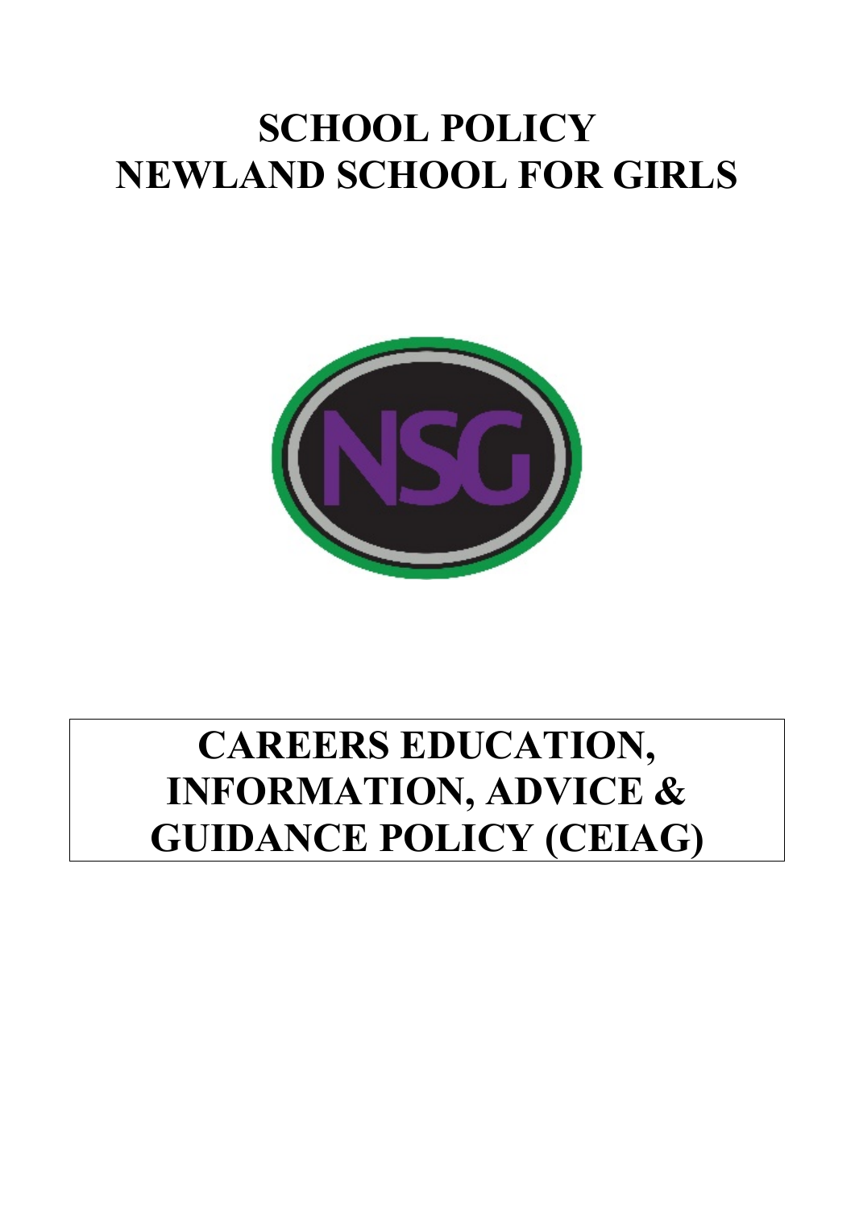# SCHOOL POLICY
# NEWLAND SCHOOL FOR GIRLS

NSG

# CAREERS EDUCATION, INFORMATION, ADVICE & GUIDANCE POLICY (CEIAG)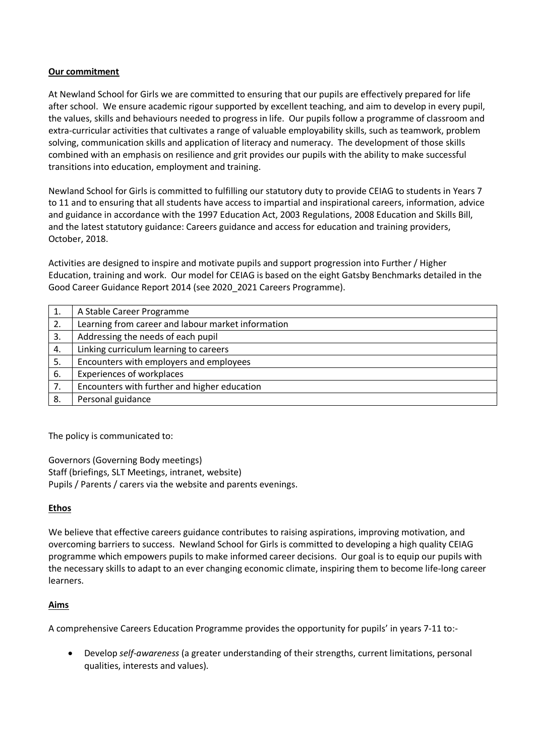**Our commitment**

At Newland School for Girls we are committed to ensuring that our pupils are effectively prepared for life after school. We ensure academic rigour supported by excellent teaching, and aim to develop in every pupil, the values, skills and behaviours needed to progress in life. Our pupils follow a programme of classroom and extra-curricular activities that cultivates a range of valuable employability skills, such as teamwork, problem solving, communication skills and application of literacy and numeracy. The development of those skills combined with an emphasis on resilience and grit provides our pupils with the ability to make successful transitions into education, employment and training.

Newland School for Girls is committed to fulfilling our statutory duty to provide CEIAG to students in Years 7 to 11 and to ensuring that all students have access to impartial and inspirational careers, information, advice and guidance in accordance with the 1997 Education Act, 2003 Regulations, 2008 Education and Skills Bill, and the latest statutory guidance: Careers guidance and access for education and training providers, October, 2018.

Activities are designed to inspire and motivate pupils and support progression into Further / Higher Education, training and work. Our model for CEIAG is based on the eight Gatsby Benchmarks detailed in the Good Career Guidance Report 2014 (see 2020_2021 Careers Programme).

| | |
|---|---|
| 1. | A Stable Career Programme |
| 2. | Learning from career and labour market information |
| 3. | Addressing the needs of each pupil |
| 4. | Linking curriculum learning to careers |
| 5. | Encounters with employers and employees |
| 6. | Experiences of workplaces |
| 7. | Encounters with further and higher education |
| 8. | Personal guidance |

The policy is communicated to:

Governors (Governing Body meetings)
Staff (briefings, SLT Meetings, intranet, website)
Pupils / Parents / carers via the website and parents evenings.

**Ethos**

We believe that effective careers guidance contributes to raising aspirations, improving motivation, and overcoming barriers to success. Newland School for Girls is committed to developing a high quality CEIAG programme which empowers pupils to make informed career decisions. Our goal is to equip our pupils with the necessary skills to adapt to an ever changing economic climate, inspiring them to become life-long career learners.

**Aims**

A comprehensive Careers Education Programme provides the opportunity for pupils' in years 7-11 to:-

- Develop *self-awareness* (a greater understanding of their strengths, current limitations, personal qualities, interests and values).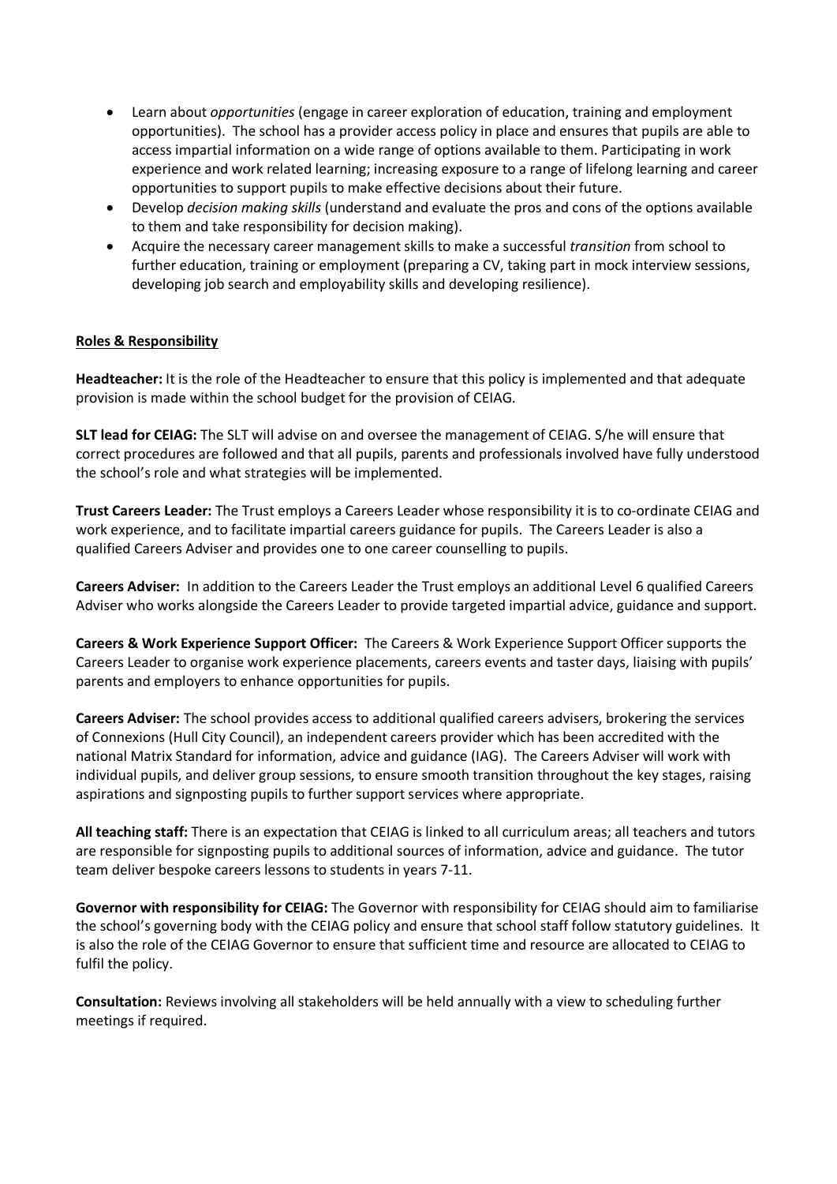- Learn about *opportunities* (engage in career exploration of education, training and employment opportunities). The school has a provider access policy in place and ensures that pupils are able to access impartial information on a wide range of options available to them. Participating in work experience and work related learning; increasing exposure to a range of lifelong learning and career opportunities to support pupils to make effective decisions about their future.
- Develop *decision making skills* (understand and evaluate the pros and cons of the options available to them and take responsibility for decision making).
- Acquire the necessary career management skills to make a successful *transition* from school to further education, training or employment (preparing a CV, taking part in mock interview sessions, developing job search and employability skills and developing resilience).

**Roles & Responsibility**

**Headteacher:** It is the role of the Headteacher to ensure that this policy is implemented and that adequate provision is made within the school budget for the provision of CEIAG.

**SLT lead for CEIAG:** The SLT will advise on and oversee the management of CEIAG. S/he will ensure that correct procedures are followed and that all pupils, parents and professionals involved have fully understood the school's role and what strategies will be implemented.

**Trust Careers Leader:** The Trust employs a Careers Leader whose responsibility it is to co-ordinate CEIAG and work experience, and to facilitate impartial careers guidance for pupils. The Careers Leader is also a qualified Careers Adviser and provides one to one career counselling to pupils.

**Careers Adviser:** In addition to the Careers Leader the Trust employs an additional Level 6 qualified Careers Adviser who works alongside the Careers Leader to provide targeted impartial advice, guidance and support.

**Careers & Work Experience Support Officer:** The Careers & Work Experience Support Officer supports the Careers Leader to organise work experience placements, careers events and taster days, liaising with pupils' parents and employers to enhance opportunities for pupils.

**Careers Adviser:** The school provides access to additional qualified careers advisers, brokering the services of Connexions (Hull City Council), an independent careers provider which has been accredited with the national Matrix Standard for information, advice and guidance (IAG). The Careers Adviser will work with individual pupils, and deliver group sessions, to ensure smooth transition throughout the key stages, raising aspirations and signposting pupils to further support services where appropriate.

**All teaching staff:** There is an expectation that CEIAG is linked to all curriculum areas; all teachers and tutors are responsible for signposting pupils to additional sources of information, advice and guidance. The tutor team deliver bespoke careers lessons to students in years 7-11.

**Governor with responsibility for CEIAG:** The Governor with responsibility for CEIAG should aim to familiarise the school's governing body with the CEIAG policy and ensure that school staff follow statutory guidelines. It is also the role of the CEIAG Governor to ensure that sufficient time and resource are allocated to CEIAG to fulfil the policy.

**Consultation:** Reviews involving all stakeholders will be held annually with a view to scheduling further meetings if required.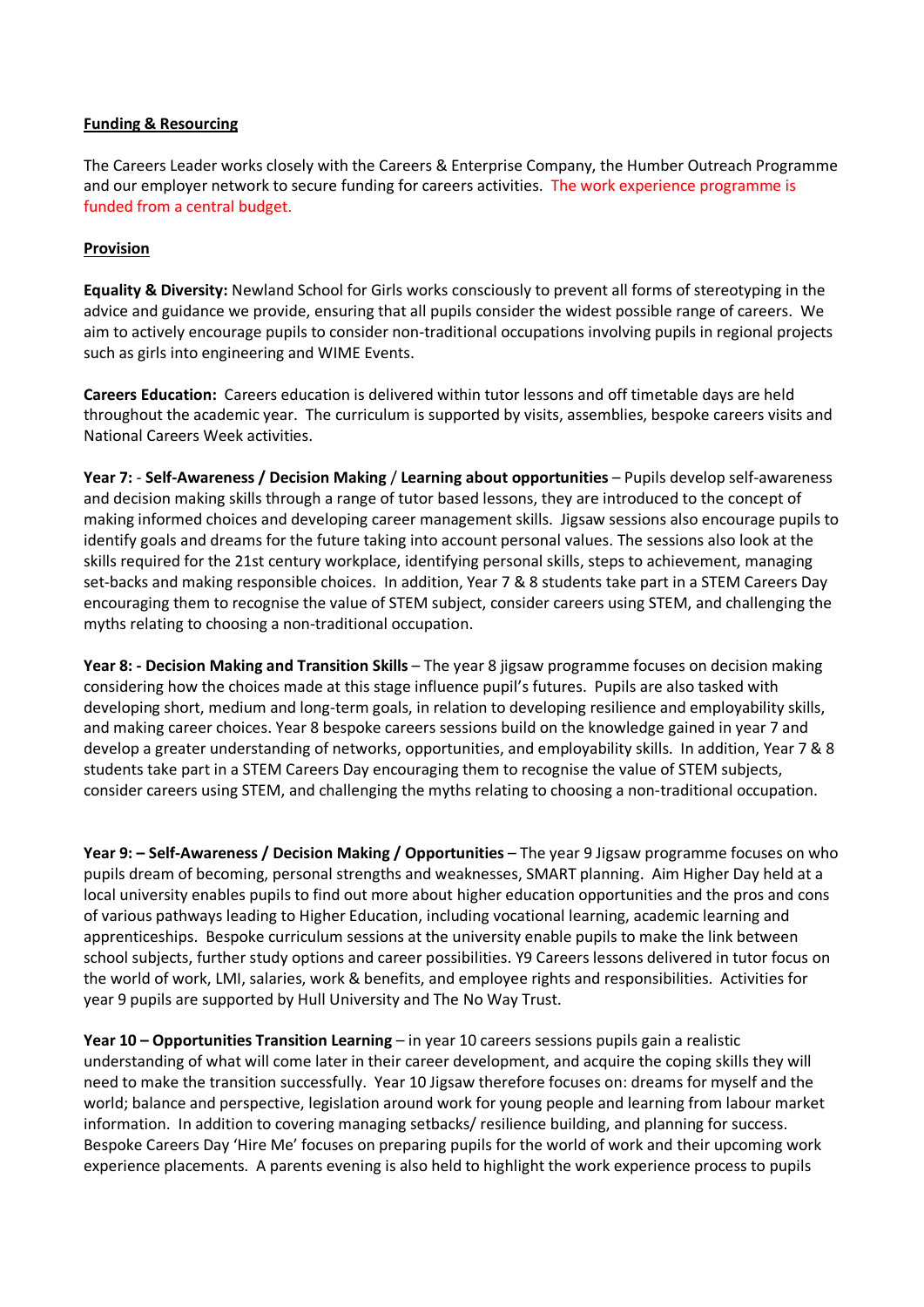**Funding & Resourcing**

The Careers Leader works closely with the Careers & Enterprise Company, the Humber Outreach Programme and our employer network to secure funding for careers activities. The work experience programme is funded from a central budget.

**Provision**

**Equality & Diversity:** Newland School for Girls works consciously to prevent all forms of stereotyping in the advice and guidance we provide, ensuring that all pupils consider the widest possible range of careers. We aim to actively encourage pupils to consider non-traditional occupations involving pupils in regional projects such as girls into engineering and WIME Events.

**Careers Education:** Careers education is delivered within tutor lessons and off timetable days are held throughout the academic year. The curriculum is supported by visits, assemblies, bespoke careers visits and National Careers Week activities.

**Year 7:** - **Self-Awareness / Decision Making / Learning about opportunities** – Pupils develop self-awareness and decision making skills through a range of tutor based lessons, they are introduced to the concept of making informed choices and developing career management skills. Jigsaw sessions also encourage pupils to identify goals and dreams for the future taking into account personal values. The sessions also look at the skills required for the 21st century workplace, identifying personal skills, steps to achievement, managing set-backs and making responsible choices. In addition, Year 7 & 8 students take part in a STEM Careers Day encouraging them to recognise the value of STEM subject, consider careers using STEM, and challenging the myths relating to choosing a non-traditional occupation.

**Year 8: - Decision Making and Transition Skills** – The year 8 jigsaw programme focuses on decision making considering how the choices made at this stage influence pupil's futures. Pupils are also tasked with developing short, medium and long-term goals, in relation to developing resilience and employability skills, and making career choices. Year 8 bespoke careers sessions build on the knowledge gained in year 7 and develop a greater understanding of networks, opportunities, and employability skills. In addition, Year 7 & 8 students take part in a STEM Careers Day encouraging them to recognise the value of STEM subjects, consider careers using STEM, and challenging the myths relating to choosing a non-traditional occupation.

**Year 9: – Self-Awareness / Decision Making / Opportunities** – The year 9 Jigsaw programme focuses on who pupils dream of becoming, personal strengths and weaknesses, SMART planning. Aim Higher Day held at a local university enables pupils to find out more about higher education opportunities and the pros and cons of various pathways leading to Higher Education, including vocational learning, academic learning and apprenticeships. Bespoke curriculum sessions at the university enable pupils to make the link between school subjects, further study options and career possibilities. Y9 Careers lessons delivered in tutor focus on the world of work, LMI, salaries, work & benefits, and employee rights and responsibilities. Activities for year 9 pupils are supported by Hull University and The No Way Trust.

**Year 10 – Opportunities Transition Learning** – in year 10 careers sessions pupils gain a realistic understanding of what will come later in their career development, and acquire the coping skills they will need to make the transition successfully. Year 10 Jigsaw therefore focuses on: dreams for myself and the world; balance and perspective, legislation around work for young people and learning from labour market information. In addition to covering managing setbacks/ resilience building, and planning for success. Bespoke Careers Day 'Hire Me' focuses on preparing pupils for the world of work and their upcoming work experience placements. A parents evening is also held to highlight the work experience process to pupils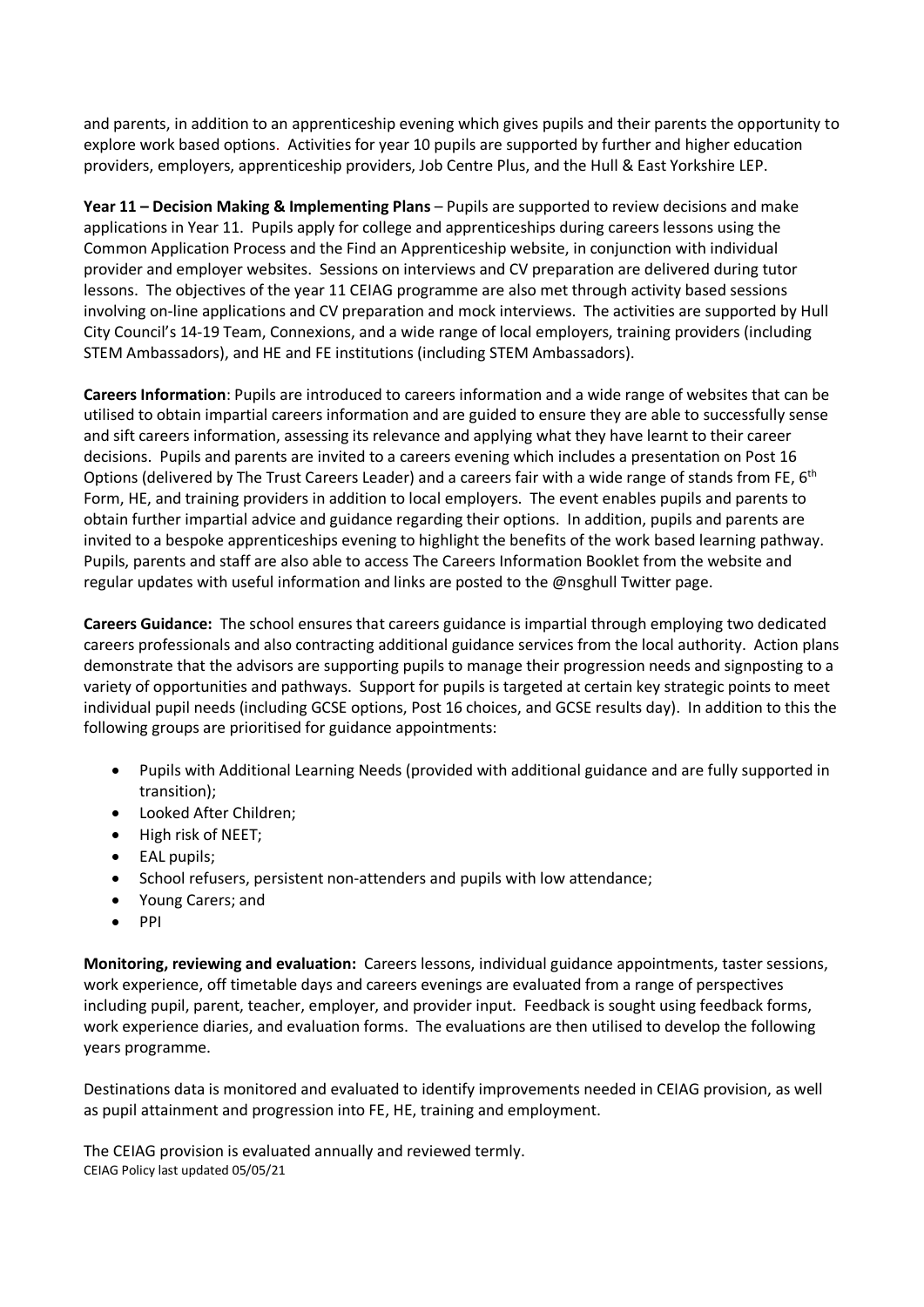and parents, in addition to an apprenticeship evening which gives pupils and their parents the opportunity to explore work based options. Activities for year 10 pupils are supported by further and higher education providers, employers, apprenticeship providers, Job Centre Plus, and the Hull & East Yorkshire LEP.

**Year 11 – Decision Making & Implementing Plans** – Pupils are supported to review decisions and make applications in Year 11. Pupils apply for college and apprenticeships during careers lessons using the Common Application Process and the Find an Apprenticeship website, in conjunction with individual provider and employer websites. Sessions on interviews and CV preparation are delivered during tutor lessons. The objectives of the year 11 CEIAG programme are also met through activity based sessions involving on-line applications and CV preparation and mock interviews. The activities are supported by Hull City Council's 14-19 Team, Connexions, and a wide range of local employers, training providers (including STEM Ambassadors), and HE and FE institutions (including STEM Ambassadors).

**Careers Information**: Pupils are introduced to careers information and a wide range of websites that can be utilised to obtain impartial careers information and are guided to ensure they are able to successfully sense and sift careers information, assessing its relevance and applying what they have learnt to their career decisions. Pupils and parents are invited to a careers evening which includes a presentation on Post 16 Options (delivered by The Trust Careers Leader) and a careers fair with a wide range of stands from FE, 6th Form, HE, and training providers in addition to local employers. The event enables pupils and parents to obtain further impartial advice and guidance regarding their options. In addition, pupils and parents are invited to a bespoke apprenticeships evening to highlight the benefits of the work based learning pathway. Pupils, parents and staff are also able to access The Careers Information Booklet from the website and regular updates with useful information and links are posted to the @nsghull Twitter page.

**Careers Guidance:** The school ensures that careers guidance is impartial through employing two dedicated careers professionals and also contracting additional guidance services from the local authority. Action plans demonstrate that the advisors are supporting pupils to manage their progression needs and signposting to a variety of opportunities and pathways. Support for pupils is targeted at certain key strategic points to meet individual pupil needs (including GCSE options, Post 16 choices, and GCSE results day). In addition to this the following groups are prioritised for guidance appointments:

- Pupils with Additional Learning Needs (provided with additional guidance and are fully supported in transition);
- Looked After Children;
- High risk of NEET;
- EAL pupils;
- School refusers, persistent non-attenders and pupils with low attendance;
- Young Carers; and
- PPI

**Monitoring, reviewing and evaluation:** Careers lessons, individual guidance appointments, taster sessions, work experience, off timetable days and careers evenings are evaluated from a range of perspectives including pupil, parent, teacher, employer, and provider input. Feedback is sought using feedback forms, work experience diaries, and evaluation forms. The evaluations are then utilised to develop the following years programme.

Destinations data is monitored and evaluated to identify improvements needed in CEIAG provision, as well as pupil attainment and progression into FE, HE, training and employment.

The CEIAG provision is evaluated annually and reviewed termly.

CEIAG Policy last updated 05/05/21